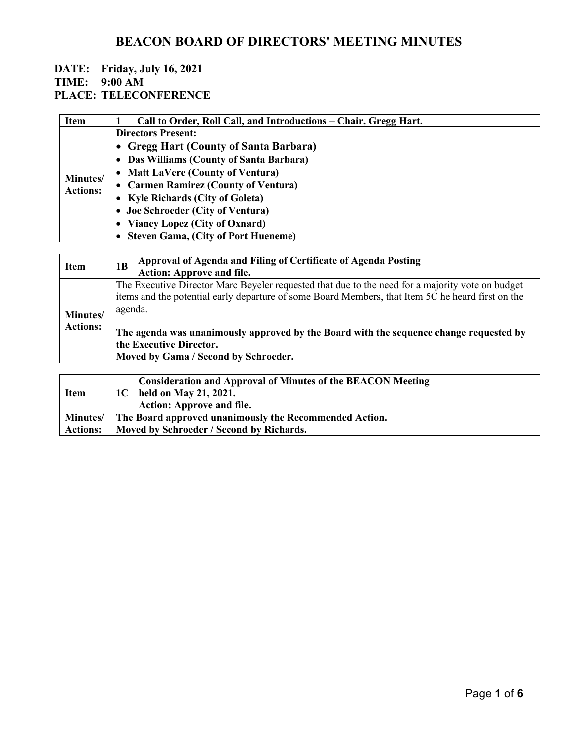# BEACON BOARD OF DIRECTORS' MEETING MINUTES

**DATE: Friday, July 16, 2021**
**TIME: 9:00 AM**
**PLACE: TELECONFERENCE**

| Item | 1 | Call to Order, Roll Call, and Introductions – Chair, Gregg Hart. |
|---|---|---|
| Minutes/ Actions: | **Directors Present:**<br>• **Gregg Hart (County of Santa Barbara)**<br>• **Das Williams (County of Santa Barbara)**<br>• **Matt LaVere (County of Ventura)**<br>• **Carmen Ramirez (County of Ventura)**<br>• **Kyle Richards (City of Goleta)**<br>• **Joe Schroeder (City of Ventura)**<br>• **Vianey Lopez (City of Oxnard)**<br>• **Steven Gama, (City of Port Hueneme)** | |

| Item | 1B | Approval of Agenda and Filing of Certificate of Agenda Posting<br>Action: Approve and file. |
|---|---|---|
| Minutes/ Actions: | The Executive Director Marc Beyeler requested that due to the need for a majority vote on budget items and the potential early departure of some Board Members, that Item 5C he heard first on the agenda.<br><br>**The agenda was unanimously approved by the Board with the sequence change requested by the Executive Director.**<br>**Moved by Gama / Second by Schroeder.** | |

| Item | 1C | Consideration and Approval of Minutes of the BEACON Meeting held on May 21, 2021.<br>Action: Approve and file. |
|---|---|---|
| Minutes/ Actions: | **The Board approved unanimously the Recommended Action.**<br>**Moved by Schroeder / Second by Richards.** | |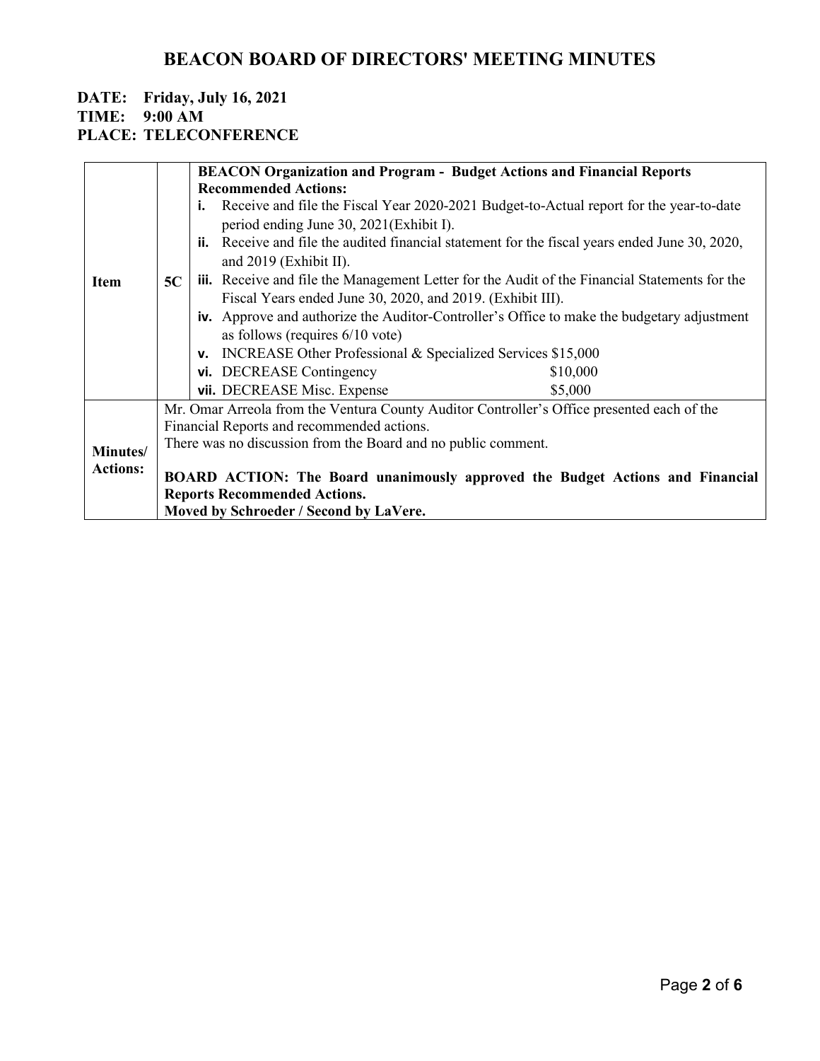# BEACON BOARD OF DIRECTORS' MEETING MINUTES

**DATE: Friday, July 16, 2021**
**TIME: 9:00 AM**
**PLACE: TELECONFERENCE**

| **Item** | **5C** | **BEACON Organization and Program - Budget Actions and Financial Reports**<br>**Recommended Actions:**<br>**i.** Receive and file the Fiscal Year 2020-2021 Budget-to-Actual report for the year-to-date period ending June 30, 2021(Exhibit I).<br>**ii.** Receive and file the audited financial statement for the fiscal years ended June 30, 2020, and 2019 (Exhibit II).<br>**iii.** Receive and file the Management Letter for the Audit of the Financial Statements for the Fiscal Years ended June 30, 2020, and 2019. (Exhibit III).<br>**iv.** Approve and authorize the Auditor-Controller's Office to make the budgetary adjustment as follows (requires 6/10 vote)<br>**v.** INCREASE Other Professional & Specialized Services $15,000<br>**vi.** DECREASE Contingency $10,000<br>**vii.** DECREASE Misc. Expense $5,000 |
|---|---|---|
| **Minutes/ Actions:** | | Mr. Omar Arreola from the Ventura County Auditor Controller's Office presented each of the Financial Reports and recommended actions.<br>There was no discussion from the Board and no public comment.<br><br>**BOARD ACTION: The Board unanimously approved the Budget Actions and Financial Reports Recommended Actions.**<br>**Moved by Schroeder / Second by LaVere.** |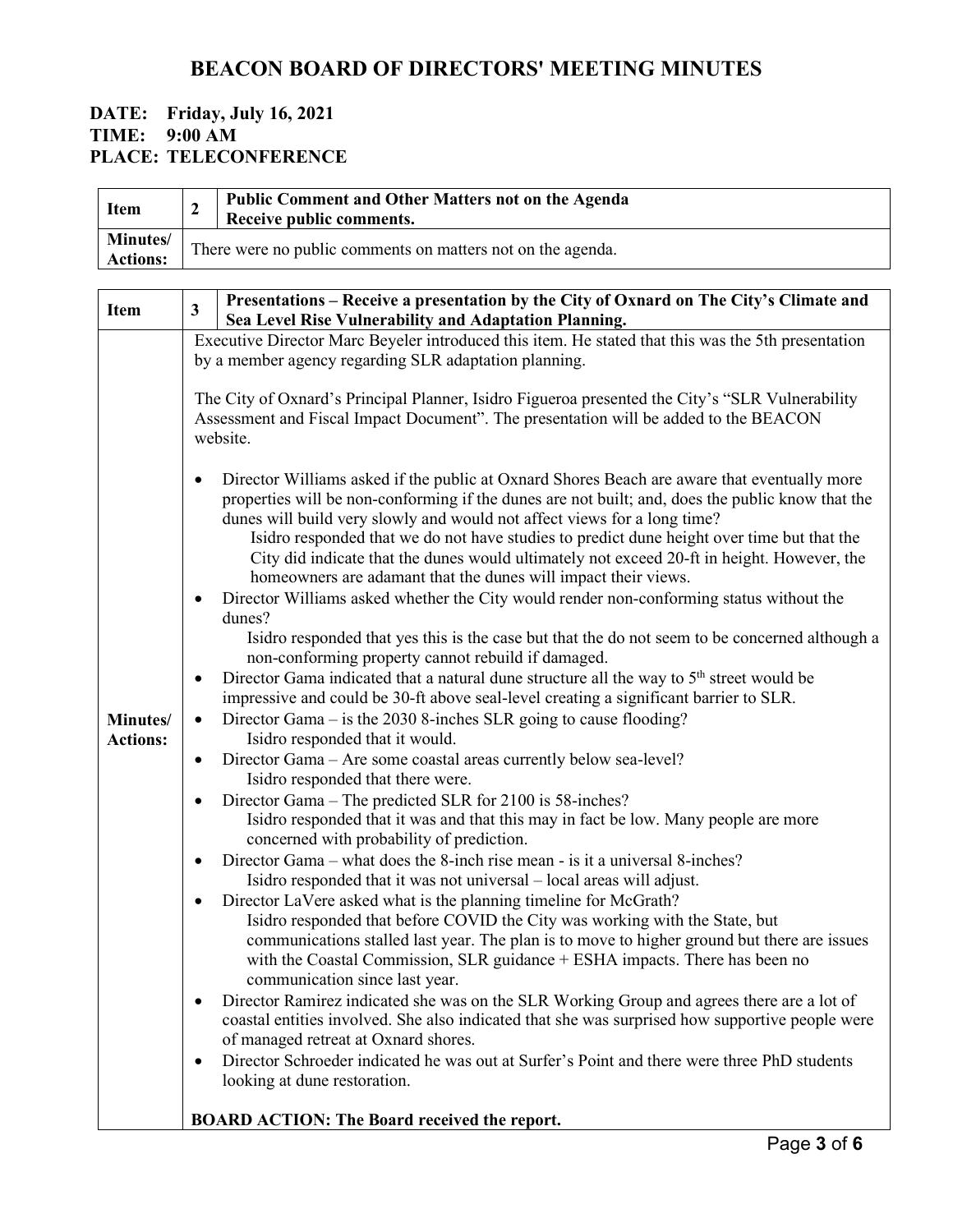# BEACON BOARD OF DIRECTORS' MEETING MINUTES

**DATE: Friday, July 16, 2021**
**TIME: 9:00 AM**
**PLACE: TELECONFERENCE**

| **Item** | **2** | **Public Comment and Other Matters not on the Agenda** **Receive public comments.** |
|---|---|---|
| **Minutes/ Actions:** | There were no public comments on matters not on the agenda. | |

| **Item** | **3** | **Presentations – Receive a presentation by the City of Oxnard on The City's Climate and Sea Level Rise Vulnerability and Adaptation Planning.** |
|---|---|---|
| **Minutes/ Actions:** | Executive Director Marc Beyeler introduced this item. He stated that this was the 5th presentation by a member agency regarding SLR adaptation planning.<br><br>The City of Oxnard's Principal Planner, Isidro Figueroa presented the City's "SLR Vulnerability Assessment and Fiscal Impact Document". The presentation will be added to the BEACON website.<br><br>• Director Williams asked if the public at Oxnard Shores Beach are aware that eventually more properties will be non-conforming if the dunes are not built; and, does the public know that the dunes will build very slowly and would not affect views for a long time?<br>Isidro responded that we do not have studies to predict dune height over time but that the City did indicate that the dunes would ultimately not exceed 20-ft in height. However, the homeowners are adamant that the dunes will impact their views.<br>• Director Williams asked whether the City would render non-conforming status without the dunes?<br>Isidro responded that yes this is the case but that the do not seem to be concerned although a non-conforming property cannot rebuild if damaged.<br>• Director Gama indicated that a natural dune structure all the way to 5th street would be impressive and could be 30-ft above seal-level creating a significant barrier to SLR.<br>• Director Gama – is the 2030 8-inches SLR going to cause flooding?<br>Isidro responded that it would.<br>• Director Gama – Are some coastal areas currently below sea-level?<br>Isidro responded that there were.<br>• Director Gama – The predicted SLR for 2100 is 58-inches?<br>Isidro responded that it was and that this may in fact be low. Many people are more concerned with probability of prediction.<br>• Director Gama – what does the 8-inch rise mean - is it a universal 8-inches?<br>Isidro responded that it was not universal – local areas will adjust.<br>• Director LaVere asked what is the planning timeline for McGrath?<br>Isidro responded that before COVID the City was working with the State, but communications stalled last year. The plan is to move to higher ground but there are issues with the Coastal Commission, SLR guidance + ESHA impacts. There has been no communication since last year.<br>• Director Ramirez indicated she was on the SLR Working Group and agrees there are a lot of coastal entities involved. She also indicated that she was surprised how supportive people were of managed retreat at Oxnard shores.<br>• Director Schroeder indicated he was out at Surfer's Point and there were three PhD students looking at dune restoration.<br><br>**BOARD ACTION: The Board received the report.** | |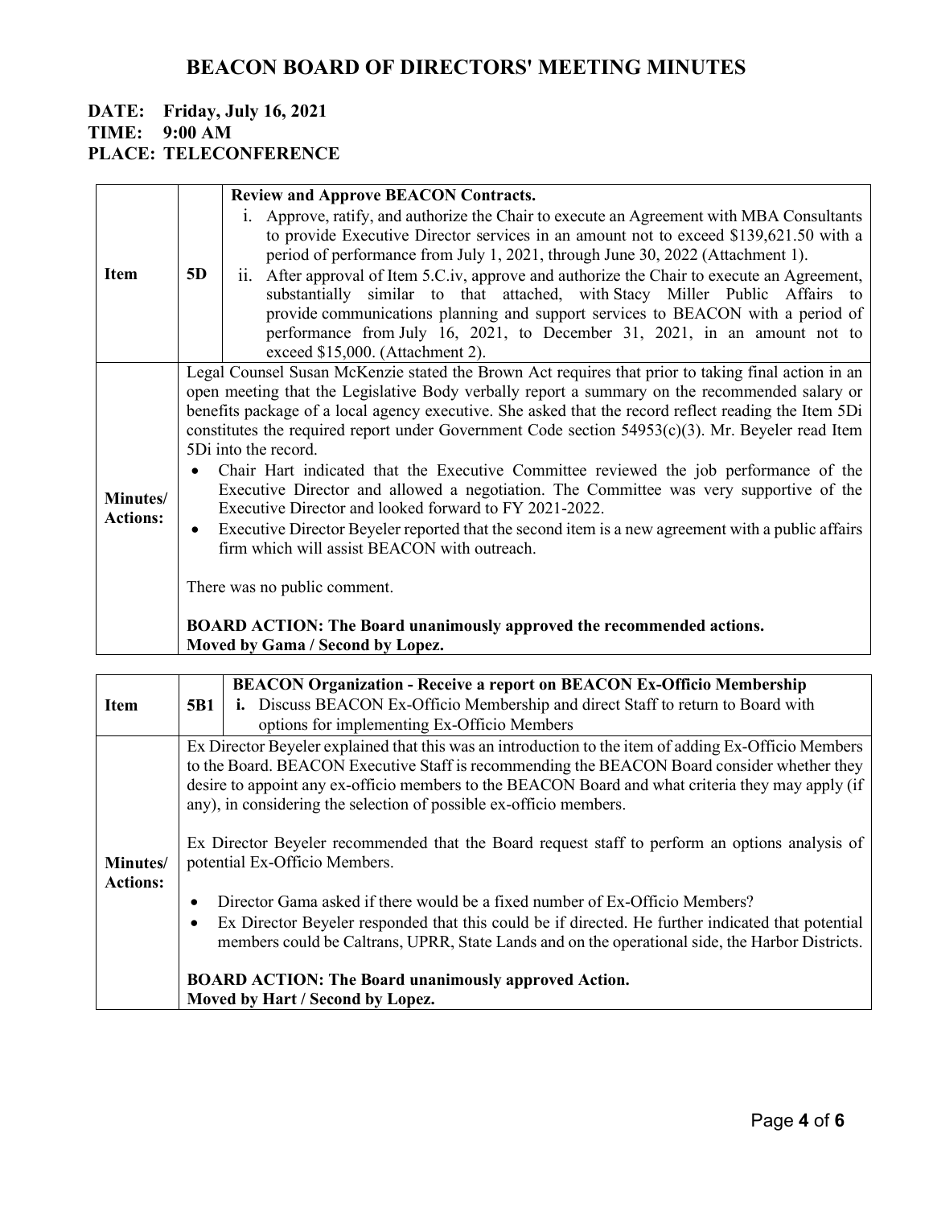# BEACON BOARD OF DIRECTORS' MEETING MINUTES

**DATE: Friday, July 16, 2021**
**TIME: 9:00 AM**
**PLACE: TELECONFERENCE**

| **Item** | **5D** | **Review and Approve BEACON Contracts.**<br>i. Approve, ratify, and authorize the Chair to execute an Agreement with MBA Consultants to provide Executive Director services in an amount not to exceed $139,621.50 with a period of performance from July 1, 2021, through June 30, 2022 (Attachment 1).<br>ii. After approval of Item 5.C.iv, approve and authorize the Chair to execute an Agreement, substantially similar to that attached, with Stacy Miller Public Affairs to provide communications planning and support services to BEACON with a period of performance from July 16, 2021, to December 31, 2021, in an amount not to exceed $15,000. (Attachment 2). |
|---|---|---|
| **Minutes/ Actions:** | Legal Counsel Susan McKenzie stated the Brown Act requires that prior to taking final action in an open meeting that the Legislative Body verbally report a summary on the recommended salary or benefits package of a local agency executive. She asked that the record reflect reading the Item 5Di constitutes the required report under Government Code section 54953(c)(3). Mr. Beyeler read Item 5Di into the record.<br>• Chair Hart indicated that the Executive Committee reviewed the job performance of the Executive Director and allowed a negotiation. The Committee was very supportive of the Executive Director and looked forward to FY 2021-2022.<br>• Executive Director Beyeler reported that the second item is a new agreement with a public affairs firm which will assist BEACON with outreach.<br><br>There was no public comment.<br><br>**BOARD ACTION: The Board unanimously approved the recommended actions.**<br>**Moved by Gama / Second by Lopez.** | |

| **Item** | **5B1** | **BEACON Organization - Receive a report on BEACON Ex-Officio Membership**<br>**i.** Discuss BEACON Ex-Officio Membership and direct Staff to return to Board with options for implementing Ex-Officio Members |
|---|---|---|
| **Minutes/ Actions:** | Ex Director Beyeler explained that this was an introduction to the item of adding Ex-Officio Members to the Board. BEACON Executive Staff is recommending the BEACON Board consider whether they desire to appoint any ex-officio members to the BEACON Board and what criteria they may apply (if any), in considering the selection of possible ex-officio members.<br><br>Ex Director Beyeler recommended that the Board request staff to perform an options analysis of potential Ex-Officio Members.<br><br>• Director Gama asked if there would be a fixed number of Ex-Officio Members?<br>• Ex Director Beyeler responded that this could be if directed. He further indicated that potential members could be Caltrans, UPRR, State Lands and on the operational side, the Harbor Districts.<br><br>**BOARD ACTION: The Board unanimously approved Action.**<br>**Moved by Hart / Second by Lopez.** | |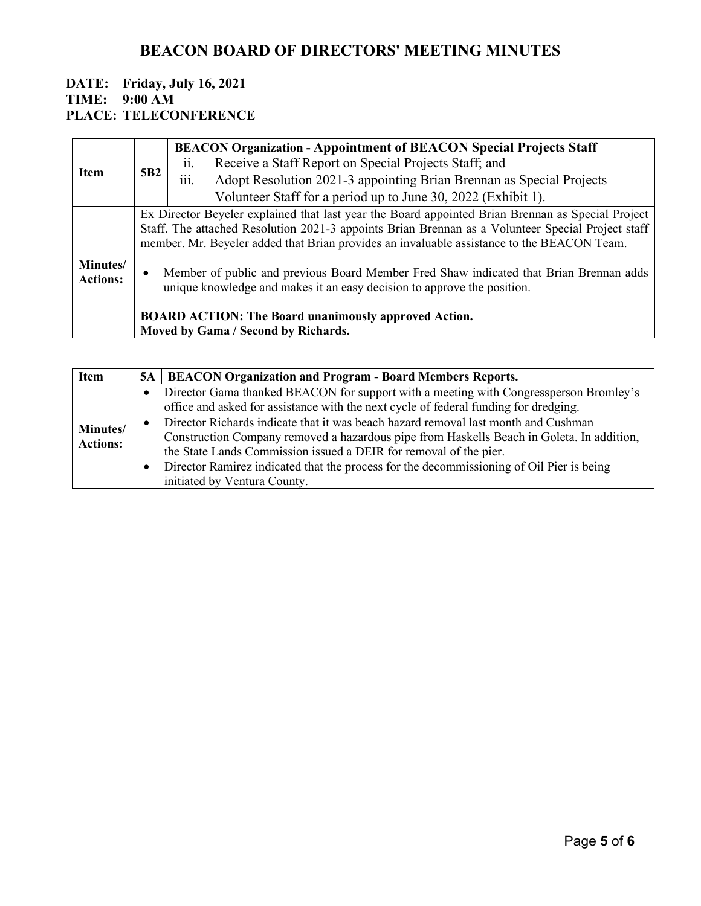# BEACON BOARD OF DIRECTORS' MEETING MINUTES

**DATE: Friday, July 16, 2021**
**TIME: 9:00 AM**
**PLACE: TELECONFERENCE**

| **Item** | **5B2** | **BEACON Organization - Appointment of BEACON Special Projects Staff**<br>ii. Receive a Staff Report on Special Projects Staff; and<br>iii. Adopt Resolution 2021-3 appointing Brian Brennan as Special Projects Volunteer Staff for a period up to June 30, 2022 (Exhibit 1). |
|---|---|---|
| **Minutes/ Actions:** | Ex Director Beyeler explained that last year the Board appointed Brian Brennan as Special Project Staff. The attached Resolution 2021-3 appoints Brian Brennan as a Volunteer Special Project staff member. Mr. Beyeler added that Brian provides an invaluable assistance to the BEACON Team.<br><br>• Member of public and previous Board Member Fred Shaw indicated that Brian Brennan adds unique knowledge and makes it an easy decision to approve the position.<br><br>**BOARD ACTION: The Board unanimously approved Action.**<br>**Moved by Gama / Second by Richards.** | |

| **Item** | **5A** | **BEACON Organization and Program - Board Members Reports.** |
|---|---|---|
| **Minutes/ Actions:** | • Director Gama thanked BEACON for support with a meeting with Congressperson Bromley's office and asked for assistance with the next cycle of federal funding for dredging.<br>• Director Richards indicate that it was beach hazard removal last month and Cushman Construction Company removed a hazardous pipe from Haskells Beach in Goleta. In addition, the State Lands Commission issued a DEIR for removal of the pier.<br>• Director Ramirez indicated that the process for the decommissioning of Oil Pier is being initiated by Ventura County. | |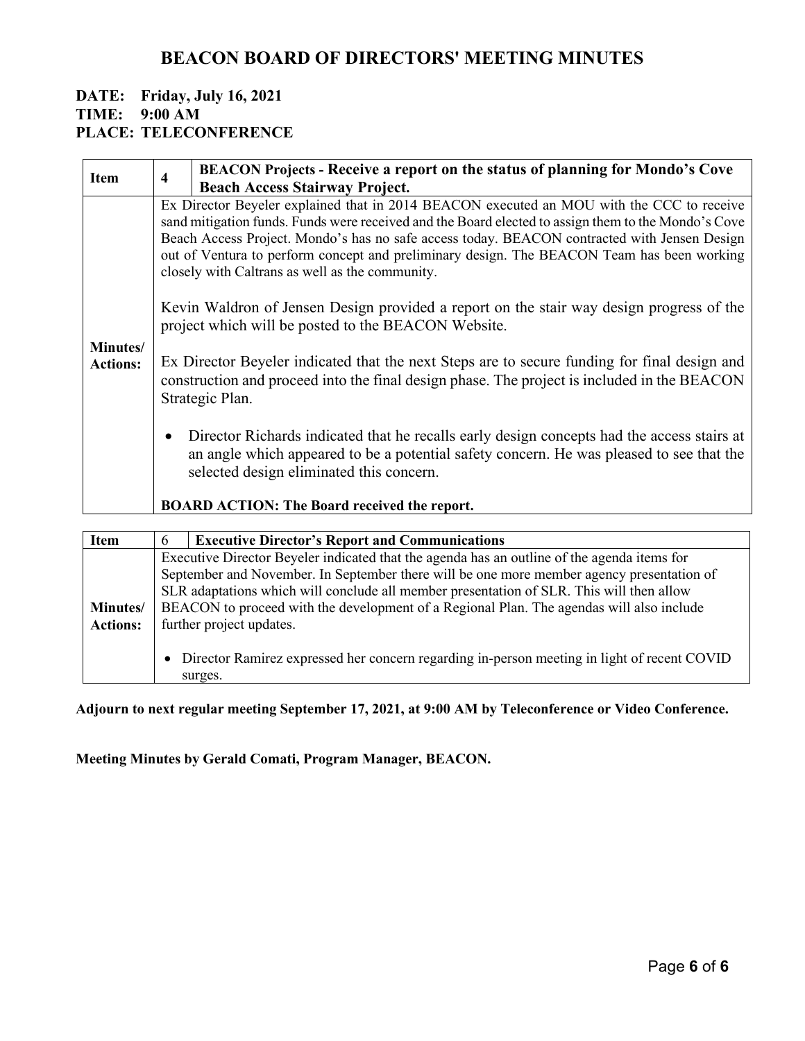# BEACON BOARD OF DIRECTORS' MEETING MINUTES

**DATE: Friday, July 16, 2021**
**TIME: 9:00 AM**
**PLACE: TELECONFERENCE**

| Item | 4 | BEACON Projects - Receive a report on the status of planning for Mondo's Cove Beach Access Stairway Project. |
|---|---|---|
| Minutes/ Actions: | Ex Director Beyeler explained that in 2014 BEACON executed an MOU with the CCC to receive sand mitigation funds. Funds were received and the Board elected to assign them to the Mondo's Cove Beach Access Project. Mondo's has no safe access today. BEACON contracted with Jensen Design out of Ventura to perform concept and preliminary design. The BEACON Team has been working closely with Caltrans as well as the community.<br><br>Kevin Waldron of Jensen Design provided a report on the stair way design progress of the project which will be posted to the BEACON Website.<br><br>Ex Director Beyeler indicated that the next Steps are to secure funding for final design and construction and proceed into the final design phase. The project is included in the BEACON Strategic Plan.<br><br>• Director Richards indicated that he recalls early design concepts had the access stairs at an angle which appeared to be a potential safety concern. He was pleased to see that the selected design eliminated this concern.<br><br>**BOARD ACTION: The Board received the report.** | |

| Item | 6 | Executive Director's Report and Communications |
|---|---|---|
| Minutes/ Actions: | Executive Director Beyeler indicated that the agenda has an outline of the agenda items for September and November. In September there will be one more member agency presentation of SLR adaptations which will conclude all member presentation of SLR. This will then allow BEACON to proceed with the development of a Regional Plan. The agendas will also include further project updates.<br><br>• Director Ramirez expressed her concern regarding in-person meeting in light of recent COVID surges. | |

**Adjourn to next regular meeting September 17, 2021, at 9:00 AM by Teleconference or Video Conference.**

**Meeting Minutes by Gerald Comati, Program Manager, BEACON.**